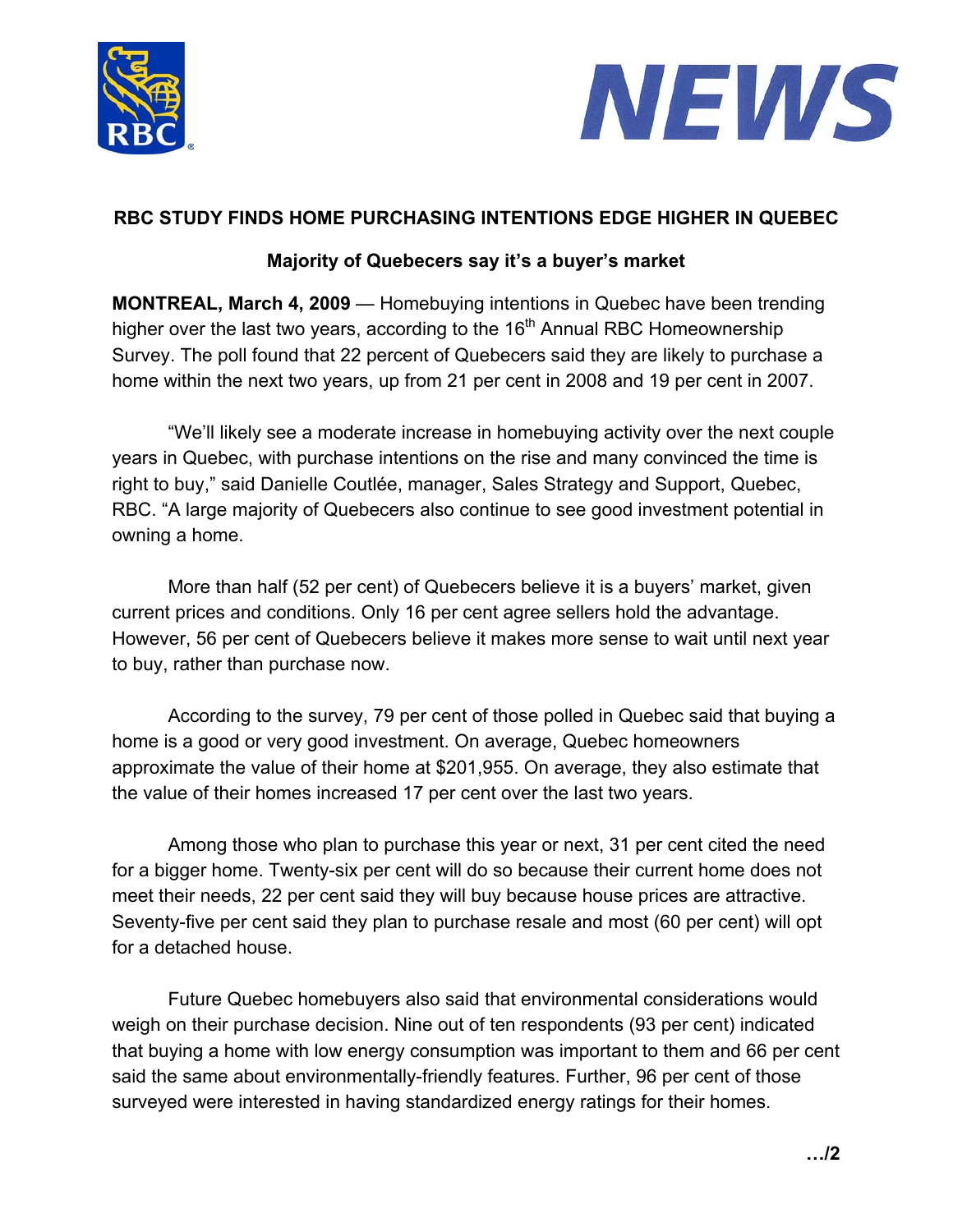NEWS

## RBC STUDY FINDS HOME PURCHASING INTENTIONS EDGE HIGHER IN QUEBEC

### Majority of Quebecers say it's a buyer's market

**MONTREAL, March 4, 2009** — Homebuying intentions in Quebec have been trending higher over the last two years, according to the 16th Annual RBC Homeownership Survey. The poll found that 22 percent of Quebecers said they are likely to purchase a home within the next two years, up from 21 per cent in 2008 and 19 per cent in 2007.

"We'll likely see a moderate increase in homebuying activity over the next couple years in Quebec, with purchase intentions on the rise and many convinced the time is right to buy," said Danielle Coutlée, manager, Sales Strategy and Support, Quebec, RBC. "A large majority of Quebecers also continue to see good investment potential in owning a home.

More than half (52 per cent) of Quebecers believe it is a buyers' market, given current prices and conditions. Only 16 per cent agree sellers hold the advantage. However, 56 per cent of Quebecers believe it makes more sense to wait until next year to buy, rather than purchase now.

According to the survey, 79 per cent of those polled in Quebec said that buying a home is a good or very good investment. On average, Quebec homeowners approximate the value of their home at $201,955. On average, they also estimate that the value of their homes increased 17 per cent over the last two years.

Among those who plan to purchase this year or next, 31 per cent cited the need for a bigger home. Twenty-six per cent will do so because their current home does not meet their needs, 22 per cent said they will buy because house prices are attractive. Seventy-five per cent said they plan to purchase resale and most (60 per cent) will opt for a detached house.

Future Quebec homebuyers also said that environmental considerations would weigh on their purchase decision. Nine out of ten respondents (93 per cent) indicated that buying a home with low energy consumption was important to them and 66 per cent said the same about environmentally-friendly features. Further, 96 per cent of those surveyed were interested in having standardized energy ratings for their homes.

…/2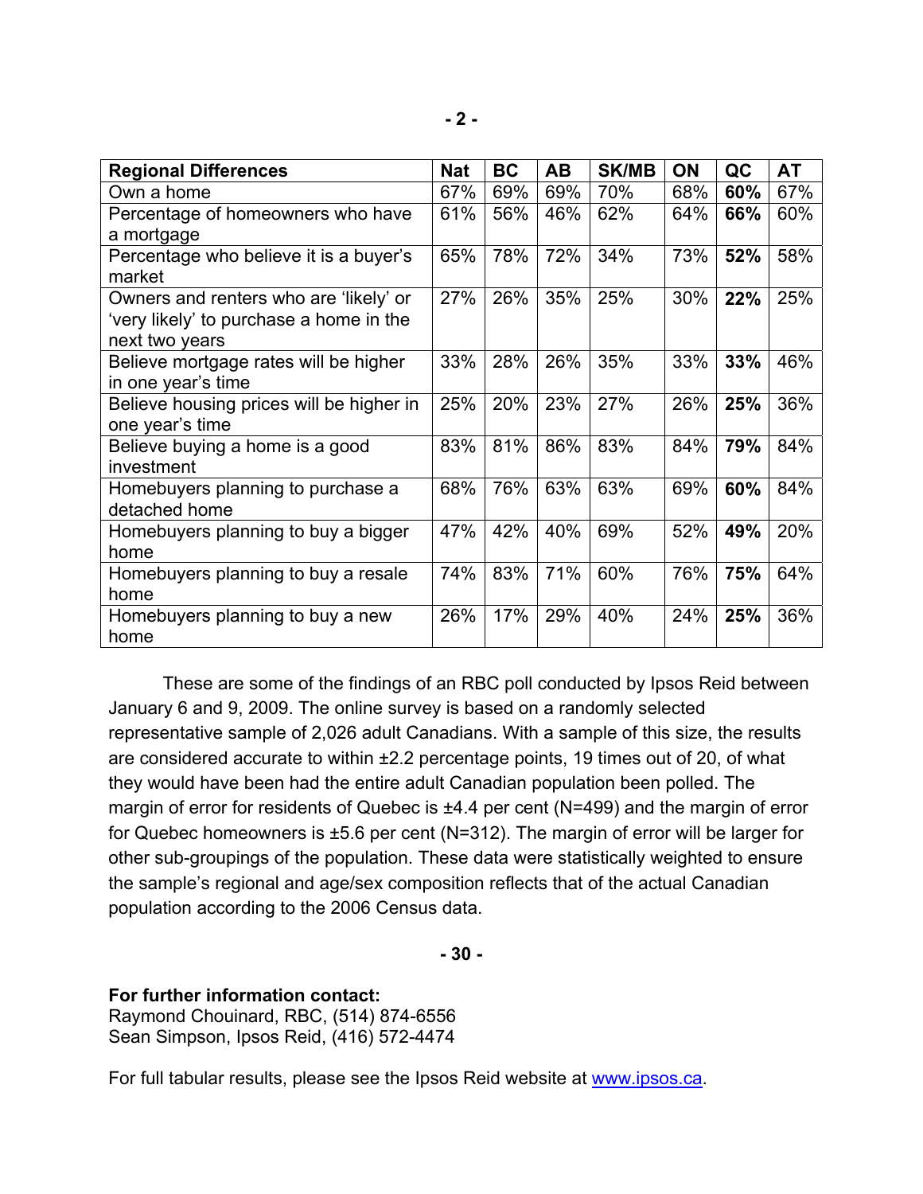| **Regional Differences** | **Nat** | **BC** | **AB** | **SK/MB** | **ON** | **QC** | **AT** |
|---|---|---|---|---|---|---|---|
| Own a home | 67% | 69% | 69% | 70% | 68% | **60%** | 67% |
| Percentage of homeowners who have a mortgage | 61% | 56% | 46% | 62% | 64% | **66%** | 60% |
| Percentage who believe it is a buyer's market | 65% | 78% | 72% | 34% | 73% | **52%** | 58% |
| Owners and renters who are 'likely' or 'very likely' to purchase a home in the next two years | 27% | 26% | 35% | 25% | 30% | **22%** | 25% |
| Believe mortgage rates will be higher in one year's time | 33% | 28% | 26% | 35% | 33% | **33%** | 46% |
| Believe housing prices will be higher in one year's time | 25% | 20% | 23% | 27% | 26% | **25%** | 36% |
| Believe buying a home is a good investment | 83% | 81% | 86% | 83% | 84% | **79%** | 84% |
| Homebuyers planning to purchase a detached home | 68% | 76% | 63% | 63% | 69% | **60%** | 84% |
| Homebuyers planning to buy a bigger home | 47% | 42% | 40% | 69% | 52% | **49%** | 20% |
| Homebuyers planning to buy a resale home | 74% | 83% | 71% | 60% | 76% | **75%** | 64% |
| Homebuyers planning to buy a new home | 26% | 17% | 29% | 40% | 24% | **25%** | 36% |

These are some of the findings of an RBC poll conducted by Ipsos Reid between January 6 and 9, 2009. The online survey is based on a randomly selected representative sample of 2,026 adult Canadians. With a sample of this size, the results are considered accurate to within ±2.2 percentage points, 19 times out of 20, of what they would have been had the entire adult Canadian population been polled. The margin of error for residents of Quebec is ±4.4 per cent (N=499) and the margin of error for Quebec homeowners is ±5.6 per cent (N=312). The margin of error will be larger for other sub-groupings of the population. These data were statistically weighted to ensure the sample's regional and age/sex composition reflects that of the actual Canadian population according to the 2006 Census data.

**- 30 -**

**For further information contact:**
Raymond Chouinard, RBC, (514) 874-6556
Sean Simpson, Ipsos Reid, (416) 572-4474

For full tabular results, please see the Ipsos Reid website at www.ipsos.ca.